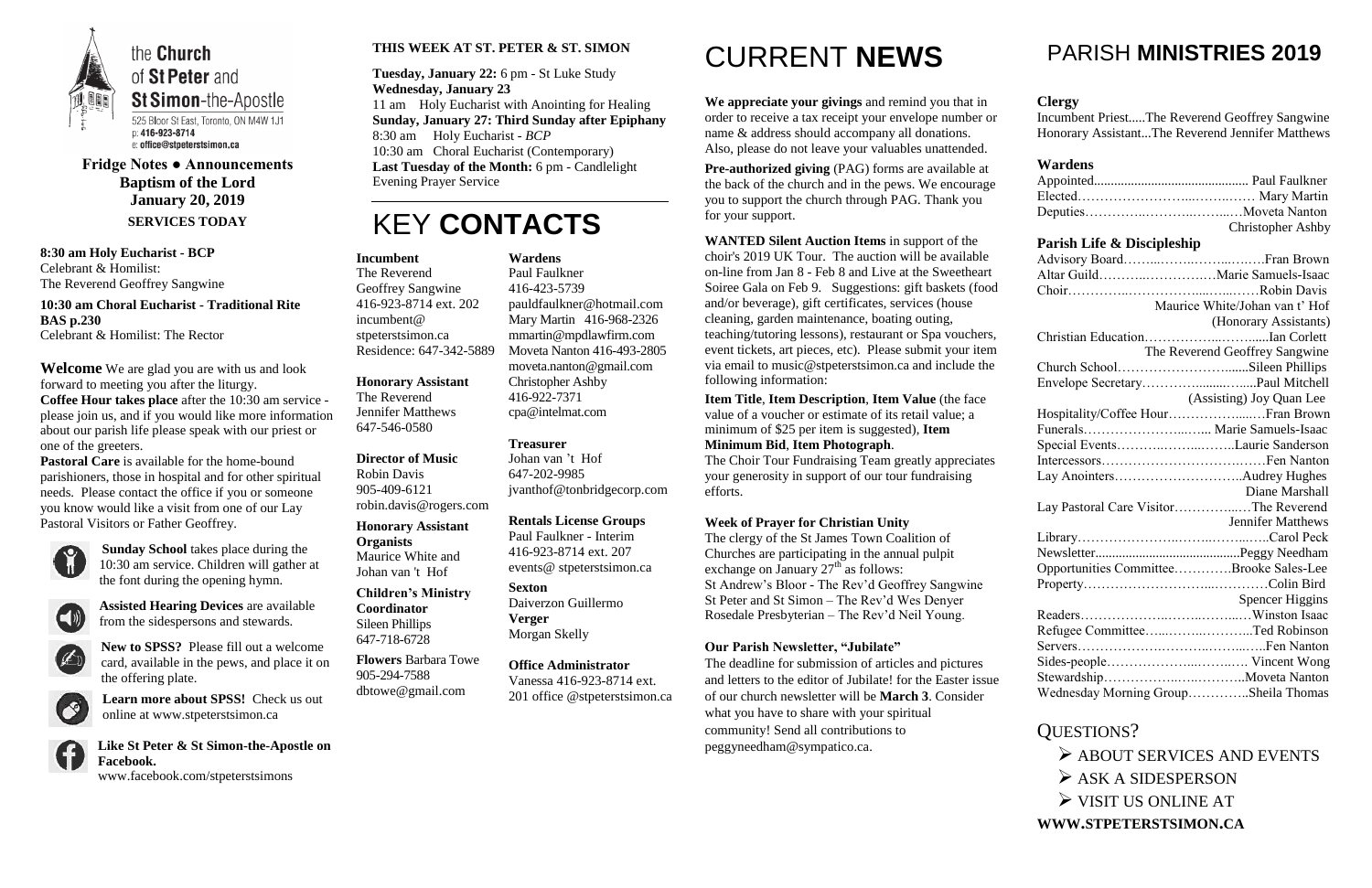# the Church of St Peter and St Simon-the-Apostle

525 Bloor St East, Toronto, ON M4W 1J1
p: 416-923-8714
e: office@stpeterstsimon.ca

**Fridge Notes ● Announcements**
**Baptism of the Lord**
**January 20, 2019**
**SERVICES TODAY**

**8:30 am Holy Eucharist - BCP**
Celebrant & Homilist:
The Reverend Geoffrey Sangwine

**10:30 am Choral Eucharist - Traditional Rite BAS p.230**
Celebrant & Homilist: The Rector

**Welcome** We are glad you are with us and look forward to meeting you after the liturgy.

**Coffee Hour takes place** after the 10:30 am service - please join us, and if you would like more information about our parish life please speak with our priest or one of the greeters.

**Pastoral Care** is available for the home-bound parishioners, those in hospital and for other spiritual needs. Please contact the office if you or someone you know would like a visit from one of our Lay Pastoral Visitors or Father Geoffrey.

**Sunday School** takes place during the 10:30 am service. Children will gather at the font during the opening hymn.

**Assisted Hearing Devices** are available from the sidespersons and stewards.

**New to SPSS?** Please fill out a welcome card, available in the pews, and place it on the offering plate.

**Learn more about SPSS!** Check us out online at www.stpeterstsimon.ca

**Like St Peter & St Simon-the-Apostle on Facebook.**
www.facebook.com/stpeterstsimons

## THIS WEEK AT ST. PETER & ST. SIMON

**Tuesday, January 22:** 6 pm - St Luke Study
**Wednesday, January 23**
11 am Holy Eucharist with Anointing for Healing
**Sunday, January 27: Third Sunday after Epiphany**
8:30 am Holy Eucharist - *BCP*
10:30 am Choral Eucharist (Contemporary)
**Last Tuesday of the Month:** 6 pm - Candlelight Evening Prayer Service

# KEY **CONTACTS**

**Incumbent**
The Reverend Geoffrey Sangwine
416-923-8714 ext. 202
incumbent@stpeterstsimon.ca
Residence: 647-342-5889

**Honorary Assistant**
The Reverend Jennifer Matthews
647-546-0580

**Director of Music**
Robin Davis
905-409-6121
robin.davis@rogers.com

**Honorary Assistant Organists**
Maurice White and Johan van 't Hof

**Children's Ministry Coordinator**
Sileen Phillips
647-718-6728

**Flowers** Barbara Towe
905-294-7588
dbtowe@gmail.com

**Wardens**
Paul Faulkner
416-423-5739
pauldfaulkner@hotmail.com
Mary Martin 416-968-2326
mmartin@mpdlawfirm.com
Moveta Nanton 416-493-2805
moveta.nanton@gmail.com
Christopher Ashby
416-922-7371
cpa@intelmat.com

**Treasurer**
Johan van 't Hof
647-202-9985
jvanthof@tonbridgecorp.com

**Rentals License Groups**
Paul Faulkner - Interim
416-923-8714 ext. 207
events@ stpeterstsimon.ca

**Sexton**
Daiverzon Guillermo

**Verger**
Morgan Skelly

**Office Administrator**
Vanessa 416-923-8714 ext. 201 office @stpeterstsimon.ca

# CURRENT **NEWS**

**We appreciate your givings** and remind you that in order to receive a tax receipt your envelope number or name & address should accompany all donations. Also, please do not leave your valuables unattended.

**Pre-authorized giving** (PAG) forms are available at the back of the church and in the pews. We encourage you to support the church through PAG. Thank you for your support.

**WANTED Silent Auction Items** in support of the choir's 2019 UK Tour. The auction will be available on-line from Jan 8 - Feb 8 and Live at the Sweetheart Soiree Gala on Feb 9. Suggestions: gift baskets (food and/or beverage), gift certificates, services (house cleaning, garden maintenance, boating outing, teaching/tutoring lessons), restaurant or Spa vouchers, event tickets, art pieces, etc). Please submit your item via email to music@stpeterstsimon.ca and include the following information:

**Item Title**, **Item Description**, **Item Value** (the face value of a voucher or estimate of its retail value; a minimum of $25 per item is suggested), **Item Minimum Bid**, **Item Photograph**.

The Choir Tour Fundraising Team greatly appreciates your generosity in support of our tour fundraising efforts.

**Week of Prayer for Christian Unity**
The clergy of the St James Town Coalition of Churches are participating in the annual pulpit exchange on January 27th as follows:
St Andrew's Bloor - The Rev'd Geoffrey Sangwine
St Peter and St Simon – The Rev'd Wes Denyer
Rosedale Presbyterian – The Rev'd Neil Young.

**Our Parish Newsletter, "Jubilate"**
The deadline for submission of articles and pictures and letters to the editor of Jubilate! for the Easter issue of our church newsletter will be **March 3**. Consider what you have to share with your spiritual community! Send all contributions to peggyneedham@sympatico.ca.

# PARISH **MINISTRIES 2019**

**Clergy**
Incumbent Priest.....The Reverend Geoffrey Sangwine
Honorary Assistant...The Reverend Jennifer Matthews

**Wardens**
Appointed....... Paul Faulkner
Elected....... Mary Martin
Deputies....... Moveta Nanton, Christopher Ashby

**Parish Life & Discipleship**
Advisory Board....... Fran Brown
Altar Guild....... Marie Samuels-Isaac
Choir....... Robin Davis, Maurice White/Johan van t' Hof (Honorary Assistants)
Christian Education....... Ian Corlett, The Reverend Geoffrey Sangwine
Church School....... Sileen Phillips
Envelope Secretary....... Paul Mitchell (Assisting) Joy Quan Lee
Hospitality/Coffee Hour....... Fran Brown
Funerals....... Marie Samuels-Isaac
Special Events....... Laurie Sanderson
Intercessors....... Fen Nanton
Lay Anointers....... Audrey Hughes, Diane Marshall
Lay Pastoral Care Visitor....... The Reverend Jennifer Matthews
Library....... Carol Peck
Newsletter....... Peggy Needham
Opportunities Committee....... Brooke Sales-Lee
Property....... Colin Bird, Spencer Higgins
Readers....... Winston Isaac
Refugee Committee....... Ted Robinson
Servers....... Fen Nanton
Sides-people....... Vincent Wong
Stewardship....... Moveta Nanton
Wednesday Morning Group....... Sheila Thomas

## QUESTIONS?

- ABOUT SERVICES AND EVENTS
- ASK A SIDESPERSON
- VISIT US ONLINE AT

**WWW.STPETERSTSIMON.CA**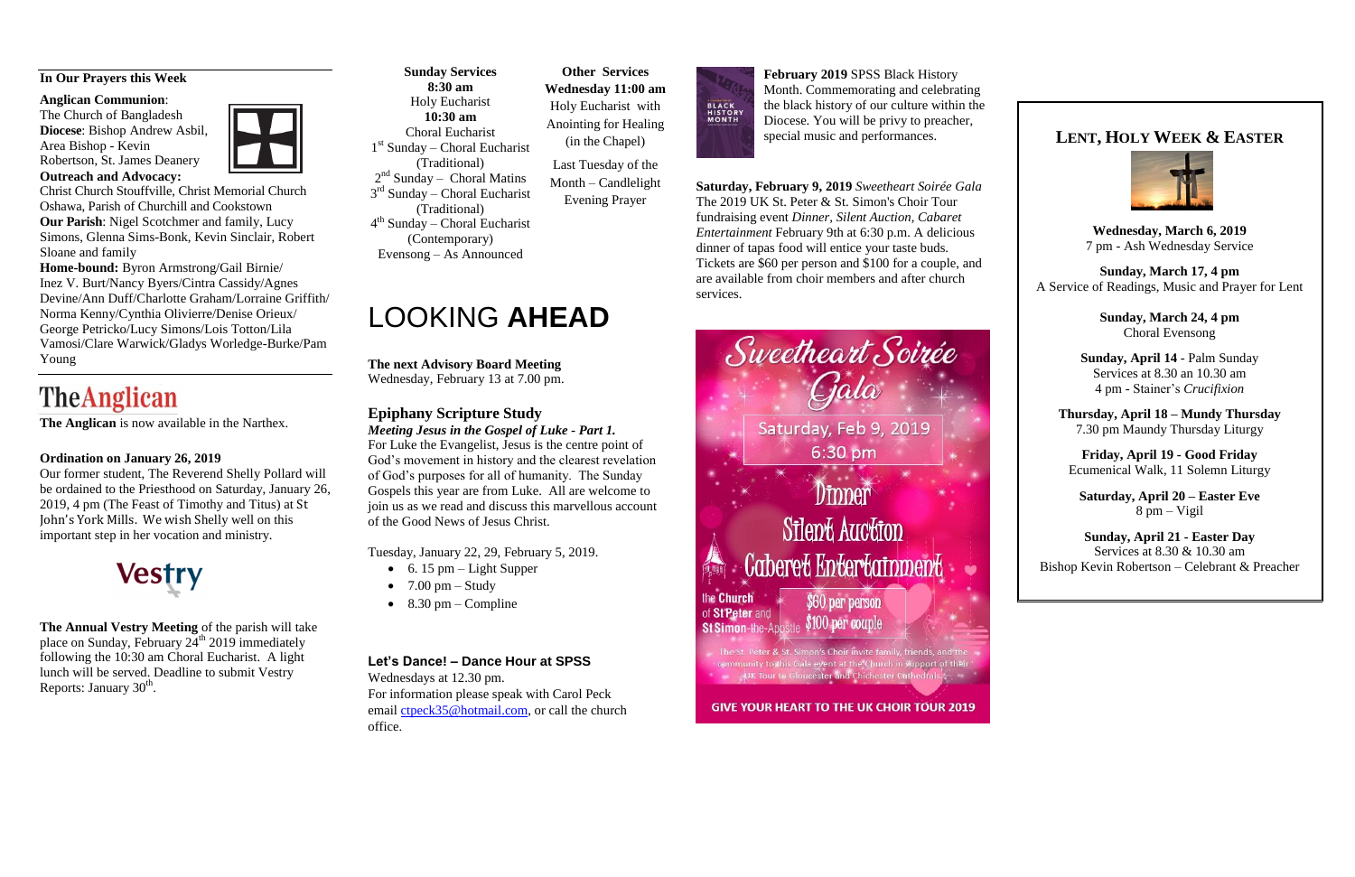## In Our Prayers this Week

**Anglican Communion**:
The Church of Bangladesh
**Diocese**: Bishop Andrew Asbil, Area Bishop - Kevin Robertson, St. James Deanery
**Outreach and Advocacy:** Christ Church Stouffville, Christ Memorial Church Oshawa, Parish of Churchill and Cookstown
**Our Parish**: Nigel Scotchmer and family, Lucy Simons, Glenna Sims-Bonk, Kevin Sinclair, Robert Sloane and family
**Home-bound:** Byron Armstrong/Gail Birnie/ Inez V. Burt/Nancy Byers/Cintra Cassidy/Agnes Devine/Ann Duff/Charlotte Graham/Lorraine Griffith/ Norma Kenny/Cynthia Olivierre/Denise Orieux/ George Petricko/Lucy Simons/Lois Totton/Lila Vamosi/Clare Warwick/Gladys Worledge-Burke/Pam Young

## TheAnglican

**The Anglican** is now available in the Narthex.

**Ordination on January 26, 2019**
Our former student, The Reverend Shelly Pollard will be ordained to the Priesthood on Saturday, January 26, 2019, 4 pm (The Feast of Timothy and Titus) at St John's York Mills. We wish Shelly well on this important step in her vocation and ministry.

## Vestry

**The Annual Vestry Meeting** of the parish will take place on Sunday, February 24th 2019 immediately following the 10:30 am Choral Eucharist. A light lunch will be served. Deadline to submit Vestry Reports: January 30th.

**Sunday Services**
**8:30 am**
Holy Eucharist
**10:30 am**
Choral Eucharist
1st Sunday – Choral Eucharist (Traditional)
2nd Sunday – Choral Matins
3rd Sunday – Choral Eucharist (Traditional)
4th Sunday – Choral Eucharist (Contemporary)
Evensong – As Announced

**Other Services**
**Wednesday 11:00 am**
Holy Eucharist with Anointing for Healing (in the Chapel)
Last Tuesday of the Month – Candlelight Evening Prayer

# LOOKING **AHEAD**

**The next Advisory Board Meeting**
Wednesday, February 13 at 7.00 pm.

### Epiphany Scripture Study
***Meeting Jesus in the Gospel of Luke - Part 1.***
For Luke the Evangelist, Jesus is the centre point of God's movement in history and the clearest revelation of God's purposes for all of humanity. The Sunday Gospels this year are from Luke. All are welcome to join us as we read and discuss this marvellous account of the Good News of Jesus Christ.

Tuesday, January 22, 29, February 5, 2019.
- 6. 15 pm – Light Supper
- 7.00 pm – Study
- 8.30 pm – Compline

**Let's Dance! – Dance Hour at SPSS**
Wednesdays at 12.30 pm.
For information please speak with Carol Peck email ctpeck35@hotmail.com, or call the church office.

**February 2019** SPSS Black History Month. Commemorating and celebrating the black history of our culture within the Diocese. You will be privy to preacher, special music and performances.

**Saturday, February 9, 2019** *Sweetheart Soirée Gala*
The 2019 UK St. Peter & St. Simon's Choir Tour fundraising event *Dinner, Silent Auction, Cabaret Entertainment* February 9th at 6:30 p.m. A delicious dinner of tapas food will entice your taste buds. Tickets are $60 per person and $100 for a couple, and are available from choir members and after church services.

Sweetheart Soirée Gala
Saturday, Feb 9, 2019
6:30 pm
Dinner
Silent Auction
Cabaret Entertainment
the Church of St Peter and St Simon-the-Apostle
$60 per person
$100 per couple
The St. Peter & St. Simon's Choir invite family, friends, and the community to this Gala event at the Church in support of their UK Tour to Gloucester and Chichester Cathedrals.
GIVE YOUR HEART TO THE UK CHOIR TOUR 2019

## LENT, HOLY WEEK & EASTER

**Wednesday, March 6, 2019**
7 pm - Ash Wednesday Service

**Sunday, March 17, 4 pm**
A Service of Readings, Music and Prayer for Lent

**Sunday, March 24, 4 pm**
Choral Evensong

**Sunday, April 14** - Palm Sunday
Services at 8.30 an 10.30 am
4 pm - Stainer's *Crucifixion*

**Thursday, April 18 – Mundy Thursday**
7.30 pm Maundy Thursday Liturgy

**Friday, April 19 - Good Friday**
Ecumenical Walk, 11 Solemn Liturgy

**Saturday, April 20 – Easter Eve**
8 pm – Vigil

**Sunday, April 21 - Easter Day**
Services at 8.30 & 10.30 am
Bishop Kevin Robertson – Celebrant & Preacher